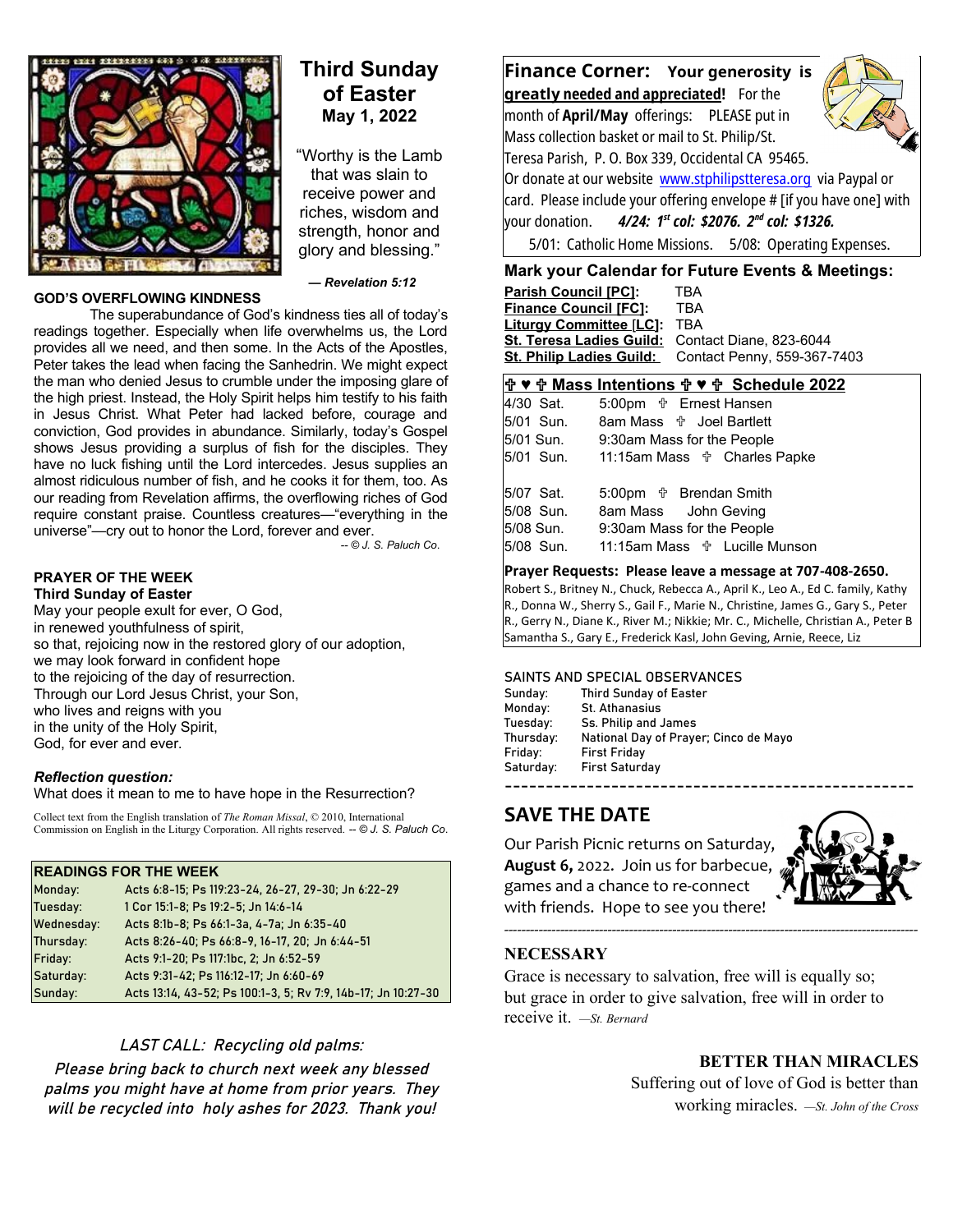# Third Sunday of Easter

**May 1, 2022**

"Worthy is the Lamb that was slain to receive power and riches, wisdom and strength, honor and glory and blessing."

***— Revelation 5:12***

## GOD'S OVERFLOWING KINDNESS

The superabundance of God's kindness ties all of today's readings together. Especially when life overwhelms us, the Lord provides all we need, and then some. In the Acts of the Apostles, Peter takes the lead when facing the Sanhedrin. We might expect the man who denied Jesus to crumble under the imposing glare of the high priest. Instead, the Holy Spirit helps him testify to his faith in Jesus Christ. What Peter had lacked before, courage and conviction, God provides in abundance. Similarly, today's Gospel shows Jesus providing a surplus of fish for the disciples. They have no luck fishing until the Lord intercedes. Jesus supplies an almost ridiculous number of fish, and he cooks it for them, too. As our reading from Revelation affirms, the overflowing riches of God require constant praise. Countless creatures—"everything in the universe"—cry out to honor the Lord, forever and ever.

*-- © J. S. Paluch Co.*

## PRAYER OF THE WEEK

**Third Sunday of Easter**

May your people exult for ever, O God,
in renewed youthfulness of spirit,
so that, rejoicing now in the restored glory of our adoption,
we may look forward in confident hope
to the rejoicing of the day of resurrection.
Through our Lord Jesus Christ, your Son,
who lives and reigns with you
in the unity of the Holy Spirit,
God, for ever and ever.

***Reflection question:***
What does it mean to me to have hope in the Resurrection?

Collect text from the English translation of *The Roman Missal*, © 2010, International Commission on English in the Liturgy Corporation. All rights reserved. *-- © J. S. Paluch Co.*

| READINGS FOR THE WEEK | |
|---|---|
| Monday: | Acts 6:8-15; Ps 119:23-24, 26-27, 29-30; Jn 6:22-29 |
| Tuesday: | 1 Cor 15:1-8; Ps 19:2-5; Jn 14:6-14 |
| Wednesday: | Acts 8:1b-8; Ps 66:1-3a, 4-7a; Jn 6:35-40 |
| Thursday: | Acts 8:26-40; Ps 66:8-9, 16-17, 20; Jn 6:44-51 |
| Friday: | Acts 9:1-20; Ps 117:1bc, 2; Jn 6:52-59 |
| Saturday: | Acts 9:31-42; Ps 116:12-17; Jn 6:60-69 |
| Sunday: | Acts 13:14, 43-52; Ps 100:1-3, 5; Rv 7:9, 14b-17; Jn 10:27-30 |

*LAST CALL: Recycling old palms:*
*Please bring back to church next week any blessed palms you might have at home from prior years. They will be recycled into holy ashes for 2023. Thank you!*

## Finance Corner: Your generosity is greatly needed and appreciated!

For the month of **April/May** offerings: PLEASE put in Mass collection basket or mail to St. Philip/St. Teresa Parish, P. O. Box 339, Occidental CA 95465. Or donate at our website www.stphilipstteresa.org via Paypal or card. Please include your offering envelope # [if you have one] with your donation. ***4/24: 1st col: $2076. 2nd col: $1326.***

5/01: Catholic Home Missions. 5/08: Operating Expenses.

## Mark your Calendar for Future Events & Meetings:

| | |
|---|---|
| **Parish Council [PC]:** | TBA |
| **Finance Council [FC]:** | TBA |
| **Liturgy Committee [LC]:** | TBA |
| **St. Teresa Ladies Guild:** | Contact Diane, 823-6044 |
| **St. Philip Ladies Guild:** | Contact Penny, 559-367-7403 |

## ✞ ♥ ✞ Mass Intentions ✞ ♥ ✞ Schedule 2022

| | |
|---|---|
| 4/30 Sat. | 5:00pm ✞ Ernest Hansen |
| 5/01 Sun. | 8am Mass ✞ Joel Bartlett |
| 5/01 Sun. | 9:30am Mass for the People |
| 5/01 Sun. | 11:15am Mass ✞ Charles Papke |
| 5/07 Sat. | 5:00pm ✞ Brendan Smith |
| 5/08 Sun. | 8am Mass John Geving |
| 5/08 Sun. | 9:30am Mass for the People |
| 5/08 Sun. | 11:15am Mass ✞ Lucille Munson |

**Prayer Requests: Please leave a message at 707-408-2650.**
Robert S., Britney N., Chuck, Rebecca A., April K., Leo A., Ed C. family, Kathy R., Donna W., Sherry S., Gail F., Marie N., Christine, James G., Gary S., Peter R., Gerry N., Diane K., River M.; Nikkie; Mr. C., Michelle, Christian A., Peter B Samantha S., Gary E., Frederick Kasl, John Geving, Arnie, Reece, Liz

## SAINTS AND SPECIAL OBSERVANCES

| | |
|---|---|
| Sunday: | Third Sunday of Easter |
| Monday: | St. Athanasius |
| Tuesday: | Ss. Philip and James |
| Thursday: | National Day of Prayer; Cinco de Mayo |
| Friday: | First Friday |
| Saturday: | First Saturday |

## SAVE THE DATE

Our Parish Picnic returns on Saturday, **August 6,** 2022. Join us for barbecue, games and a chance to re-connect with friends. Hope to see you there!

## NECESSARY

Grace is necessary to salvation, free will is equally so; but grace in order to give salvation, free will in order to receive it. *—St. Bernard*

## BETTER THAN MIRACLES

Suffering out of love of God is better than working miracles. *—St. John of the Cross*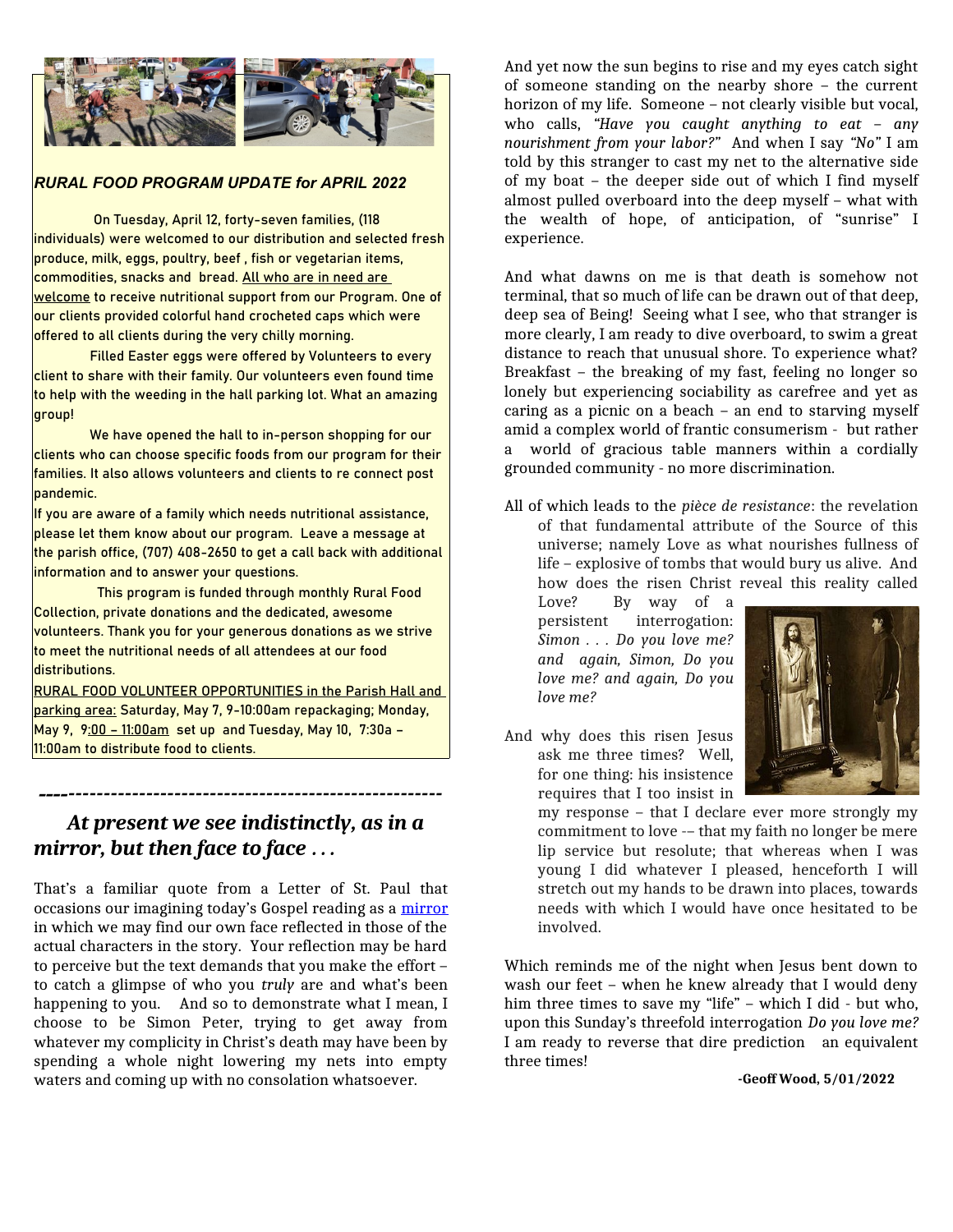***RURAL FOOD PROGRAM UPDATE for APRIL 2022***

On Tuesday, April 12, forty-seven families, (118 individuals) were welcomed to our distribution and selected fresh produce, milk, eggs, poultry, beef , fish or vegetarian items, commodities, snacks and bread. All who are in need are welcome to receive nutritional support from our Program. One of our clients provided colorful hand crocheted caps which were offered to all clients during the very chilly morning.

Filled Easter eggs were offered by Volunteers to every client to share with their family. Our volunteers even found time to help with the weeding in the hall parking lot. What an amazing group!

We have opened the hall to in-person shopping for our clients who can choose specific foods from our program for their families. It also allows volunteers and clients to re connect post pandemic.

If you are aware of a family which needs nutritional assistance, please let them know about our program. Leave a message at the parish office, (707) 408-2650 to get a call back with additional information and to answer your questions.

This program is funded through monthly Rural Food Collection, private donations and the dedicated, awesome volunteers. Thank you for your generous donations as we strive to meet the nutritional needs of all attendees at our food distributions.

RURAL FOOD VOLUNTEER OPPORTUNITIES in the Parish Hall and parking area: Saturday, May 7, 9-10:00am repackaging; Monday, May 9, 9:00 – 11:00am set up and Tuesday, May 10, 7:30a – 11:00am to distribute food to clients.

---

## *At present we see indistinctly, as in a mirror, but then face to face . . .*

That's a familiar quote from a Letter of St. Paul that occasions our imagining today's Gospel reading as a mirror in which we may find our own face reflected in those of the actual characters in the story. Your reflection may be hard to perceive but the text demands that you make the effort – to catch a glimpse of who you *truly* are and what's been happening to you. And so to demonstrate what I mean, I choose to be Simon Peter, trying to get away from whatever my complicity in Christ's death may have been by spending a whole night lowering my nets into empty waters and coming up with no consolation whatsoever.

And yet now the sun begins to rise and my eyes catch sight of someone standing on the nearby shore – the current horizon of my life. Someone – not clearly visible but vocal, who calls, *"Have you caught anything to eat – any nourishment from your labor?"* And when I say *"No"* I am told by this stranger to cast my net to the alternative side of my boat – the deeper side out of which I find myself almost pulled overboard into the deep myself – what with the wealth of hope, of anticipation, of "sunrise" I experience.

And what dawns on me is that death is somehow not terminal, that so much of life can be drawn out of that deep, deep sea of Being! Seeing what I see, who that stranger is more clearly, I am ready to dive overboard, to swim a great distance to reach that unusual shore. To experience what? Breakfast – the breaking of my fast, feeling no longer so lonely but experiencing sociability as carefree and yet as caring as a picnic on a beach – an end to starving myself amid a complex world of frantic consumerism - but rather a world of gracious table manners within a cordially grounded community - no more discrimination.

All of which leads to the *pièce de resistance*: the revelation of that fundamental attribute of the Source of this universe; namely Love as what nourishes fullness of life – explosive of tombs that would bury us alive. And how does the risen Christ reveal this reality called Love? By way of a persistent interrogation: *Simon . . . Do you love me? and again, Simon, Do you love me? and again, Do you love me?*

And why does this risen Jesus ask me three times? Well, for one thing: his insistence requires that I too insist in my response – that I declare ever more strongly my commitment to love -– that my faith no longer be mere lip service but resolute; that whereas when I was young I did whatever I pleased, henceforth I will stretch out my hands to be drawn into places, towards needs with which I would have once hesitated to be involved.

Which reminds me of the night when Jesus bent down to wash our feet – when he knew already that I would deny him three times to save my "life" – which I did - but who, upon this Sunday's threefold interrogation *Do you love me?* I am ready to reverse that dire prediction an equivalent three times!

**-Geoff Wood, 5/01/2022**